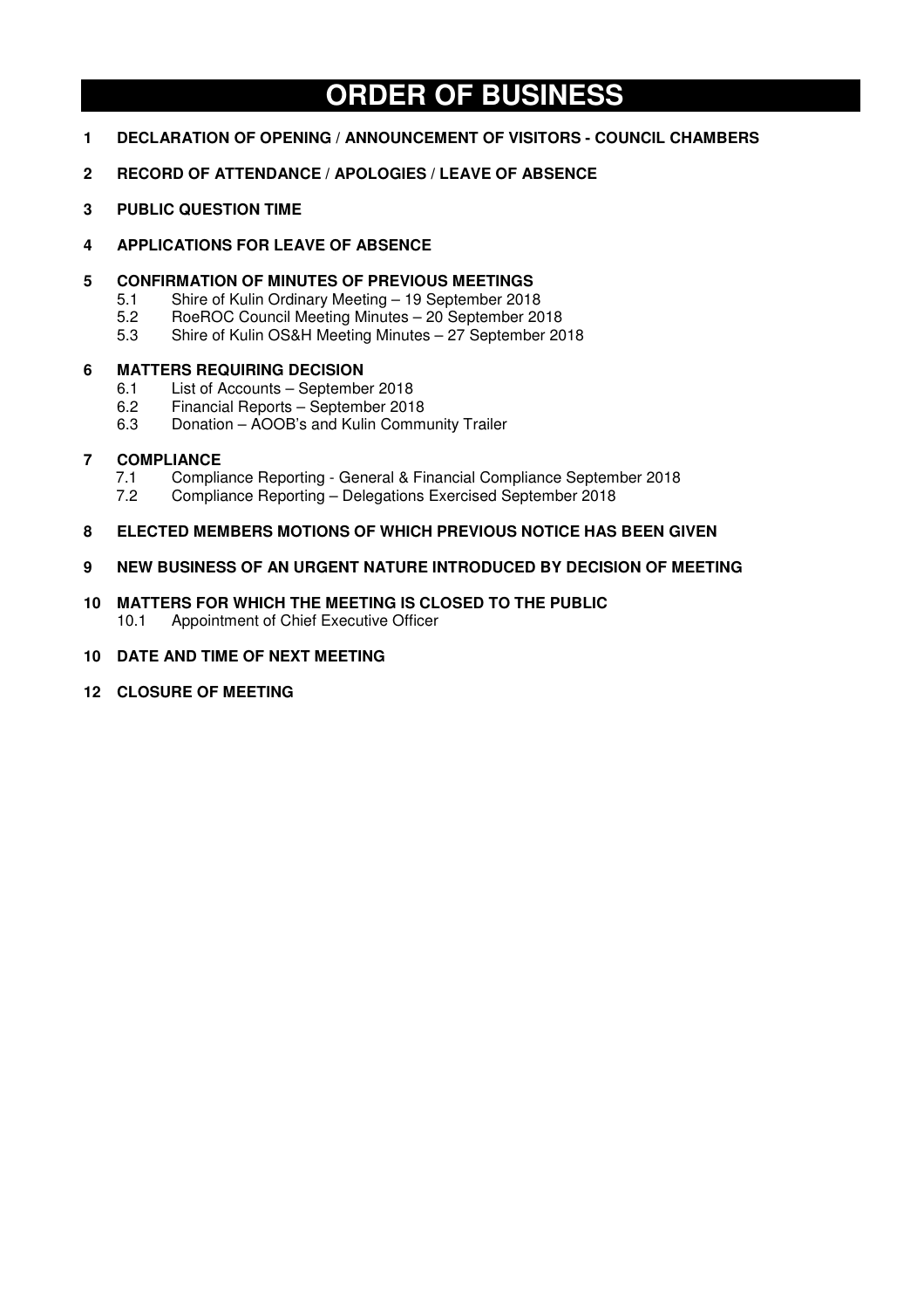# ORDER OF BUSINESS

**1 DECLARATION OF OPENING / ANNOUNCEMENT OF VISITORS - COUNCIL CHAMBERS**

**2 RECORD OF ATTENDANCE / APOLOGIES / LEAVE OF ABSENCE**

**3 PUBLIC QUESTION TIME**

**4 APPLICATIONS FOR LEAVE OF ABSENCE**

**5 CONFIRMATION OF MINUTES OF PREVIOUS MEETINGS**

- 5.1 Shire of Kulin Ordinary Meeting – 19 September 2018
- 5.2 RoeROC Council Meeting Minutes – 20 September 2018
- 5.3 Shire of Kulin OS&H Meeting Minutes – 27 September 2018

**6 MATTERS REQUIRING DECISION**

- 6.1 List of Accounts – September 2018
- 6.2 Financial Reports – September 2018
- 6.3 Donation – AOOB's and Kulin Community Trailer

**7 COMPLIANCE**

- 7.1 Compliance Reporting - General & Financial Compliance September 2018
- 7.2 Compliance Reporting – Delegations Exercised September 2018

**8 ELECTED MEMBERS MOTIONS OF WHICH PREVIOUS NOTICE HAS BEEN GIVEN**

**9 NEW BUSINESS OF AN URGENT NATURE INTRODUCED BY DECISION OF MEETING**

**10 MATTERS FOR WHICH THE MEETING IS CLOSED TO THE PUBLIC**

- 10.1 Appointment of Chief Executive Officer

**10 DATE AND TIME OF NEXT MEETING**

**12 CLOSURE OF MEETING**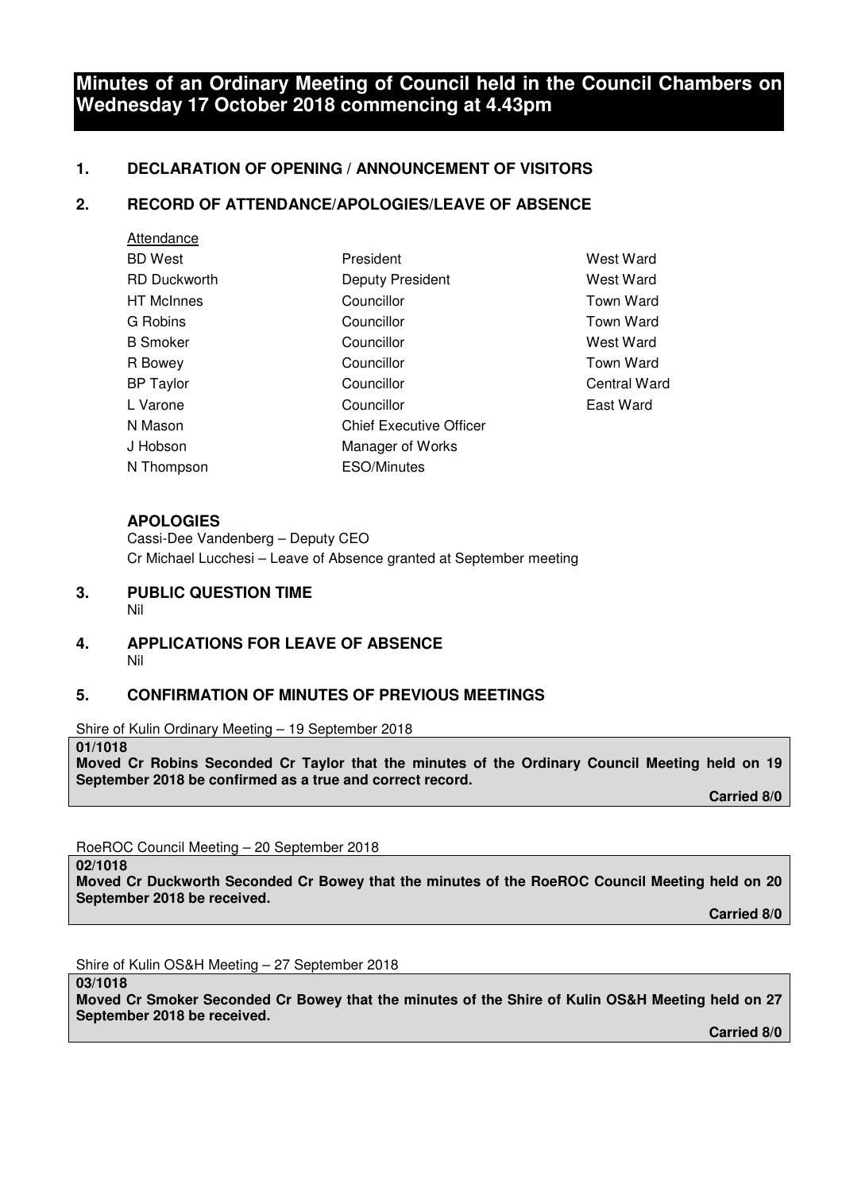# Minutes of an Ordinary Meeting of Council held in the Council Chambers on Wednesday 17 October 2018 commencing at 4.43pm

## 1. DECLARATION OF OPENING / ANNOUNCEMENT OF VISITORS

## 2. RECORD OF ATTENDANCE/APOLOGIES/LEAVE OF ABSENCE

Attendance

| | | |
|---|---|---|
| BD West | President | West Ward |
| RD Duckworth | Deputy President | West Ward |
| HT McInnes | Councillor | Town Ward |
| G Robins | Councillor | Town Ward |
| B Smoker | Councillor | West Ward |
| R Bowey | Councillor | Town Ward |
| BP Taylor | Councillor | Central Ward |
| L Varone | Councillor | East Ward |
| N Mason | Chief Executive Officer | |
| J Hobson | Manager of Works | |
| N Thompson | ESO/Minutes | |

**APOLOGIES**

Cassi-Dee Vandenberg – Deputy CEO
Cr Michael Lucchesi – Leave of Absence granted at September meeting

## 3. PUBLIC QUESTION TIME

Nil

## 4. APPLICATIONS FOR LEAVE OF ABSENCE

Nil

## 5. CONFIRMATION OF MINUTES OF PREVIOUS MEETINGS

Shire of Kulin Ordinary Meeting – 19 September 2018

**01/1018**
**Moved Cr Robins Seconded Cr Taylor that the minutes of the Ordinary Council Meeting held on 19 September 2018 be confirmed as a true and correct record.**

**Carried 8/0**

RoeROC Council Meeting – 20 September 2018

**02/1018**
**Moved Cr Duckworth Seconded Cr Bowey that the minutes of the RoeROC Council Meeting held on 20 September 2018 be received.**

**Carried 8/0**

Shire of Kulin OS&H Meeting – 27 September 2018

**03/1018**
**Moved Cr Smoker Seconded Cr Bowey that the minutes of the Shire of Kulin OS&H Meeting held on 27 September 2018 be received.**

**Carried 8/0**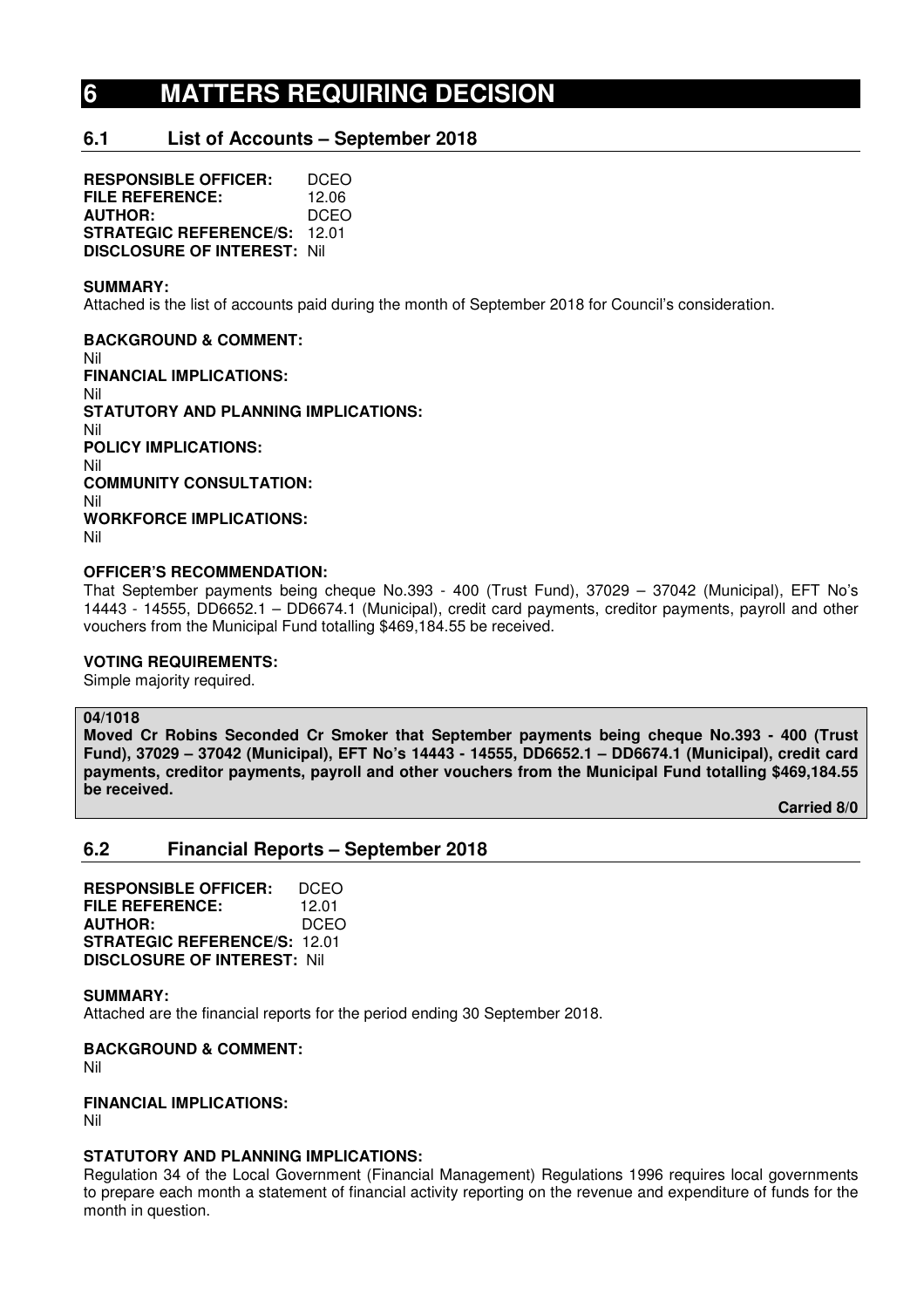# 6 MATTERS REQUIRING DECISION

## 6.1 List of Accounts – September 2018

**RESPONSIBLE OFFICER:** DCEO
**FILE REFERENCE:** 12.06
**AUTHOR:** DCEO
**STRATEGIC REFERENCE/S:** 12.01
**DISCLOSURE OF INTEREST:** Nil

**SUMMARY:**
Attached is the list of accounts paid during the month of September 2018 for Council's consideration.

**BACKGROUND & COMMENT:**
Nil
**FINANCIAL IMPLICATIONS:**
Nil
**STATUTORY AND PLANNING IMPLICATIONS:**
Nil
**POLICY IMPLICATIONS:**
Nil
**COMMUNITY CONSULTATION:**
Nil
**WORKFORCE IMPLICATIONS:**
Nil

**OFFICER'S RECOMMENDATION:**
That September payments being cheque No.393 - 400 (Trust Fund), 37029 – 37042 (Municipal), EFT No's 14443 - 14555, DD6652.1 – DD6674.1 (Municipal), credit card payments, creditor payments, payroll and other vouchers from the Municipal Fund totalling $469,184.55 be received.

**VOTING REQUIREMENTS:**
Simple majority required.

**04/1018**
**Moved Cr Robins Seconded Cr Smoker that September payments being cheque No.393 - 400 (Trust Fund), 37029 – 37042 (Municipal), EFT No's 14443 - 14555, DD6652.1 – DD6674.1 (Municipal), credit card payments, creditor payments, payroll and other vouchers from the Municipal Fund totalling $469,184.55 be received.**

**Carried 8/0**

## 6.2 Financial Reports – September 2018

**RESPONSIBLE OFFICER:** DCEO
**FILE REFERENCE:** 12.01
**AUTHOR:** DCEO
**STRATEGIC REFERENCE/S:** 12.01
**DISCLOSURE OF INTEREST:** Nil

**SUMMARY:**
Attached are the financial reports for the period ending 30 September 2018.

**BACKGROUND & COMMENT:**
Nil

**FINANCIAL IMPLICATIONS:**
Nil

**STATUTORY AND PLANNING IMPLICATIONS:**
Regulation 34 of the Local Government (Financial Management) Regulations 1996 requires local governments to prepare each month a statement of financial activity reporting on the revenue and expenditure of funds for the month in question.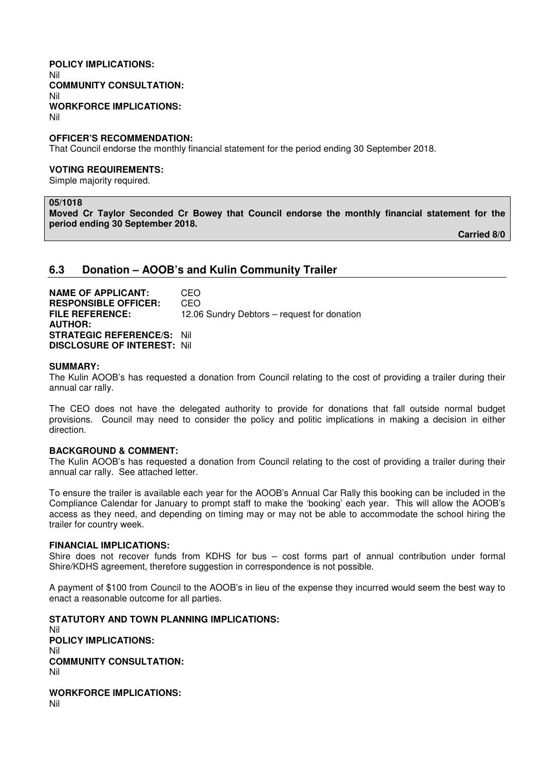**POLICY IMPLICATIONS:**
Nil
**COMMUNITY CONSULTATION:**
Nil
**WORKFORCE IMPLICATIONS:**
Nil

**OFFICER'S RECOMMENDATION:**
That Council endorse the monthly financial statement for the period ending 30 September 2018.

**VOTING REQUIREMENTS:**
Simple majority required.

**05/1018**
**Moved Cr Taylor Seconded Cr Bowey that Council endorse the monthly financial statement for the period ending 30 September 2018.**

**Carried 8/0**

## 6.3 Donation – AOOB's and Kulin Community Trailer

**NAME OF APPLICANT:** CEO
**RESPONSIBLE OFFICER:** CEO
**FILE REFERENCE:** 12.06 Sundry Debtors – request for donation
**AUTHOR:**
**STRATEGIC REFERENCE/S:** Nil
**DISCLOSURE OF INTEREST:** Nil

**SUMMARY:**
The Kulin AOOB's has requested a donation from Council relating to the cost of providing a trailer during their annual car rally.

The CEO does not have the delegated authority to provide for donations that fall outside normal budget provisions. Council may need to consider the policy and politic implications in making a decision in either direction.

**BACKGROUND & COMMENT:**
The Kulin AOOB's has requested a donation from Council relating to the cost of providing a trailer during their annual car rally. See attached letter.

To ensure the trailer is available each year for the AOOB's Annual Car Rally this booking can be included in the Compliance Calendar for January to prompt staff to make the 'booking' each year. This will allow the AOOB's access as they need, and depending on timing may or may not be able to accommodate the school hiring the trailer for country week.

**FINANCIAL IMPLICATIONS:**
Shire does not recover funds from KDHS for bus – cost forms part of annual contribution under formal Shire/KDHS agreement, therefore suggestion in correspondence is not possible.

A payment of $100 from Council to the AOOB's in lieu of the expense they incurred would seem the best way to enact a reasonable outcome for all parties.

**STATUTORY AND TOWN PLANNING IMPLICATIONS:**
Nil
**POLICY IMPLICATIONS:**
Nil
**COMMUNITY CONSULTATION:**
Nil

**WORKFORCE IMPLICATIONS:**
Nil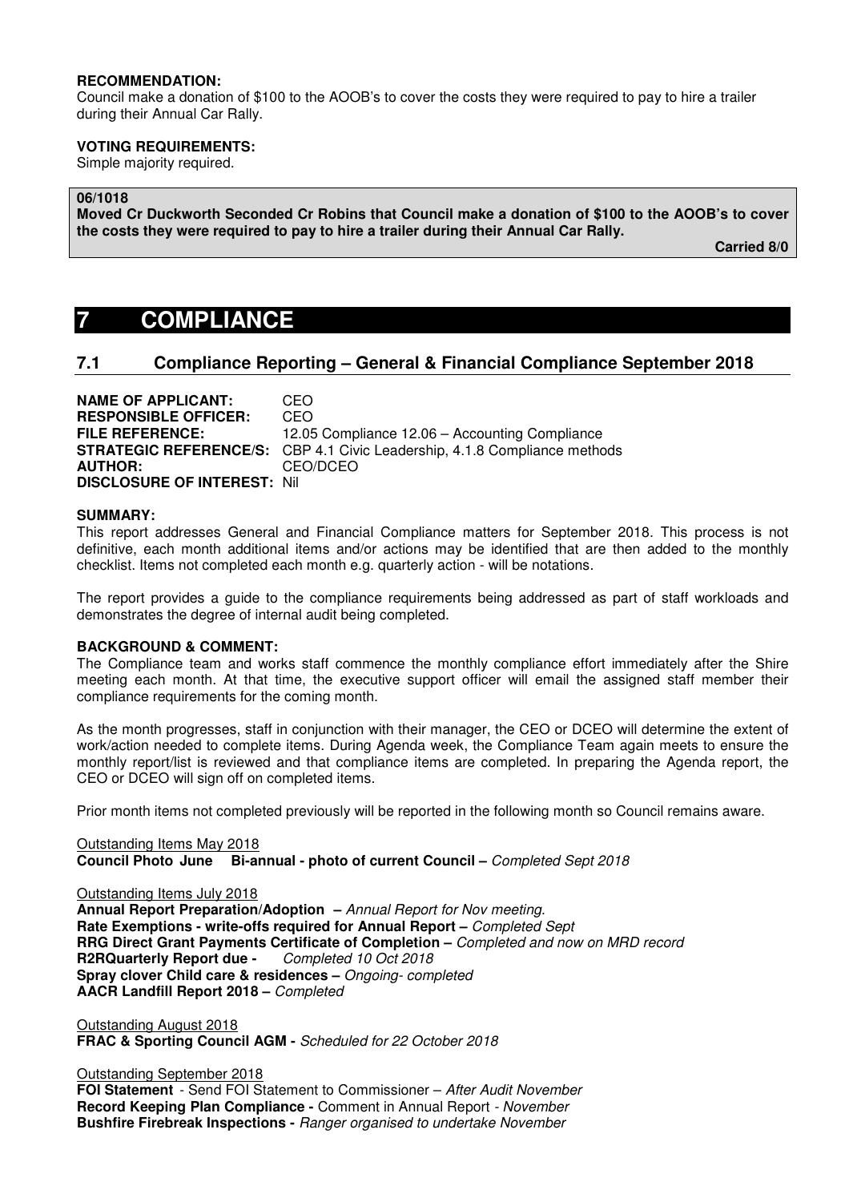**RECOMMENDATION:**
Council make a donation of $100 to the AOOB's to cover the costs they were required to pay to hire a trailer during their Annual Car Rally.

**VOTING REQUIREMENTS:**
Simple majority required.

**06/1018**
**Moved Cr Duckworth Seconded Cr Robins that Council make a donation of $100 to the AOOB's to cover the costs they were required to pay to hire a trailer during their Annual Car Rally.**

**Carried 8/0**

# 7 COMPLIANCE

## 7.1 Compliance Reporting – General & Financial Compliance September 2018

**NAME OF APPLICANT:** CEO
**RESPONSIBLE OFFICER:** CEO
**FILE REFERENCE:** 12.05 Compliance 12.06 – Accounting Compliance
**STRATEGIC REFERENCE/S:** CBP 4.1 Civic Leadership, 4.1.8 Compliance methods
**AUTHOR:** CEO/DCEO
**DISCLOSURE OF INTEREST:** Nil

**SUMMARY:**
This report addresses General and Financial Compliance matters for September 2018. This process is not definitive, each month additional items and/or actions may be identified that are then added to the monthly checklist. Items not completed each month e.g. quarterly action - will be notations.

The report provides a guide to the compliance requirements being addressed as part of staff workloads and demonstrates the degree of internal audit being completed.

**BACKGROUND & COMMENT:**
The Compliance team and works staff commence the monthly compliance effort immediately after the Shire meeting each month. At that time, the executive support officer will email the assigned staff member their compliance requirements for the coming month.

As the month progresses, staff in conjunction with their manager, the CEO or DCEO will determine the extent of work/action needed to complete items. During Agenda week, the Compliance Team again meets to ensure the monthly report/list is reviewed and that compliance items are completed. In preparing the Agenda report, the CEO or DCEO will sign off on completed items.

Prior month items not completed previously will be reported in the following month so Council remains aware.

Outstanding Items May 2018
**Council Photo June Bi-annual - photo of current Council –** *Completed Sept 2018*

Outstanding Items July 2018
**Annual Report Preparation/Adoption –** *Annual Report for Nov meeting.*
**Rate Exemptions - write-offs required for Annual Report –** *Completed Sept*
**RRG Direct Grant Payments Certificate of Completion –** *Completed and now on MRD record*
**R2RQuarterly Report due -** *Completed 10 Oct 2018*
**Spray clover Child care & residences –** *Ongoing- completed*
**AACR Landfill Report 2018 –** *Completed*

Outstanding August 2018
**FRAC & Sporting Council AGM -** *Scheduled for 22 October 2018*

Outstanding September 2018
**FOI Statement** - Send FOI Statement to Commissioner – *After Audit November*
**Record Keeping Plan Compliance -** Comment in Annual Report - *November*
**Bushfire Firebreak Inspections -** *Ranger organised to undertake November*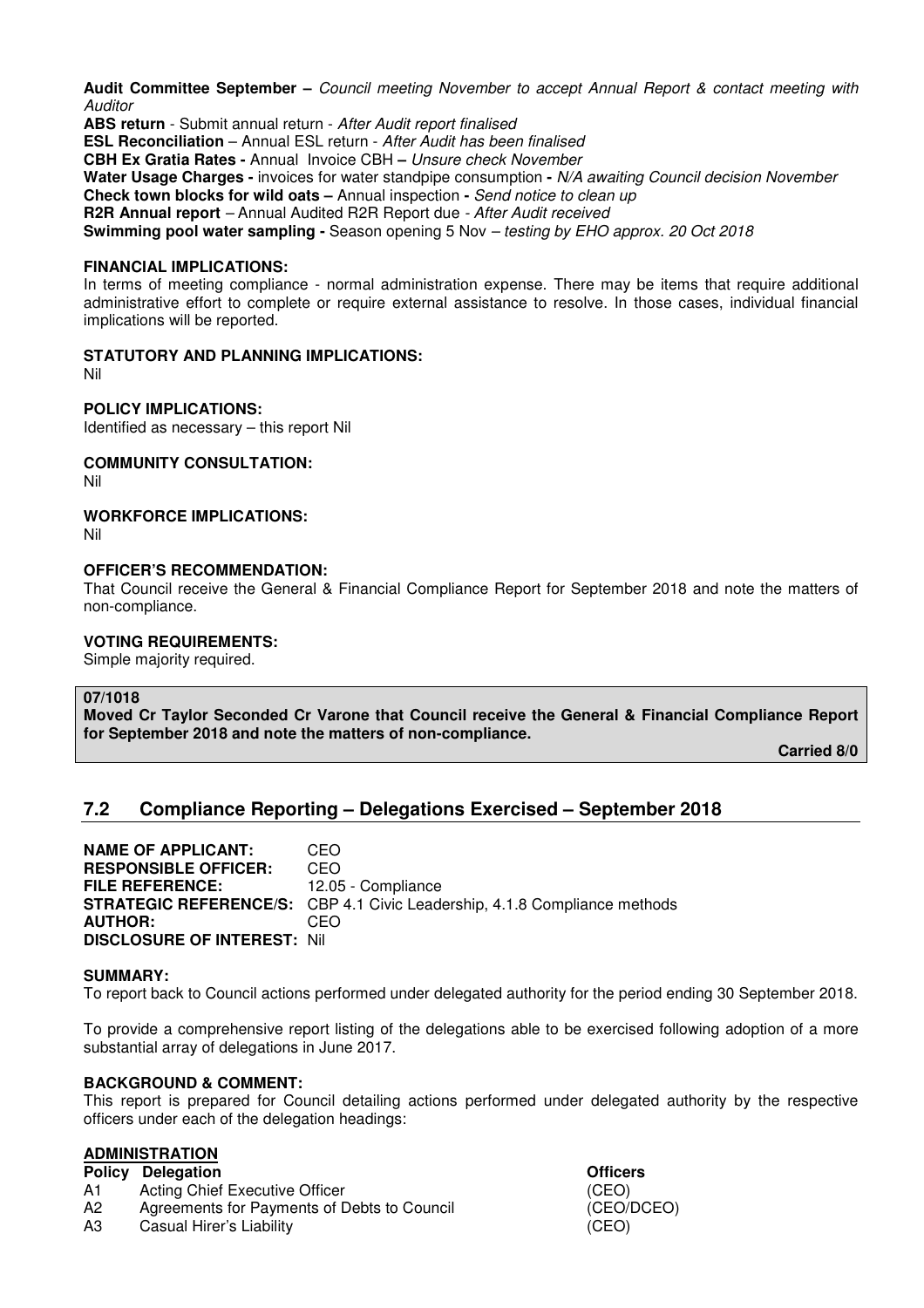**Audit Committee September –** *Council meeting November to accept Annual Report & contact meeting with Auditor*
**ABS return** - Submit annual return - *After Audit report finalised*
**ESL Reconciliation** – Annual ESL return - *After Audit has been finalised*
**CBH Ex Gratia Rates -** Annual Invoice CBH **–** *Unsure check November*
**Water Usage Charges -** invoices for water standpipe consumption **-** *N/A awaiting Council decision November*
**Check town blocks for wild oats –** Annual inspection **-** *Send notice to clean up*
**R2R Annual report** – Annual Audited R2R Report due - *After Audit received*
**Swimming pool water sampling -** Season opening 5 Nov – *testing by EHO approx. 20 Oct 2018*

**FINANCIAL IMPLICATIONS:**
In terms of meeting compliance - normal administration expense. There may be items that require additional administrative effort to complete or require external assistance to resolve. In those cases, individual financial implications will be reported.

**STATUTORY AND PLANNING IMPLICATIONS:**
Nil

**POLICY IMPLICATIONS:**
Identified as necessary – this report Nil

**COMMUNITY CONSULTATION:**
Nil

**WORKFORCE IMPLICATIONS:**
Nil

**OFFICER'S RECOMMENDATION:**
That Council receive the General & Financial Compliance Report for September 2018 and note the matters of non-compliance.

**VOTING REQUIREMENTS:**
Simple majority required.

**07/1018**
**Moved Cr Taylor Seconded Cr Varone that Council receive the General & Financial Compliance Report for September 2018 and note the matters of non-compliance.**

**Carried 8/0**

## 7.2 Compliance Reporting – Delegations Exercised – September 2018

**NAME OF APPLICANT:** CEO
**RESPONSIBLE OFFICER:** CEO
**FILE REFERENCE:** 12.05 - Compliance
**STRATEGIC REFERENCE/S:** CBP 4.1 Civic Leadership, 4.1.8 Compliance methods
**AUTHOR:** CEO
**DISCLOSURE OF INTEREST:** Nil

**SUMMARY:**
To report back to Council actions performed under delegated authority for the period ending 30 September 2018.

To provide a comprehensive report listing of the delegations able to be exercised following adoption of a more substantial array of delegations in June 2017.

**BACKGROUND & COMMENT:**
This report is prepared for Council detailing actions performed under delegated authority by the respective officers under each of the delegation headings:

**ADMINISTRATION**

| Policy | Delegation | Officers |
|---|---|---|
| A1 | Acting Chief Executive Officer | (CEO) |
| A2 | Agreements for Payments of Debts to Council | (CEO/DCEO) |
| A3 | Casual Hirer's Liability | (CEO) |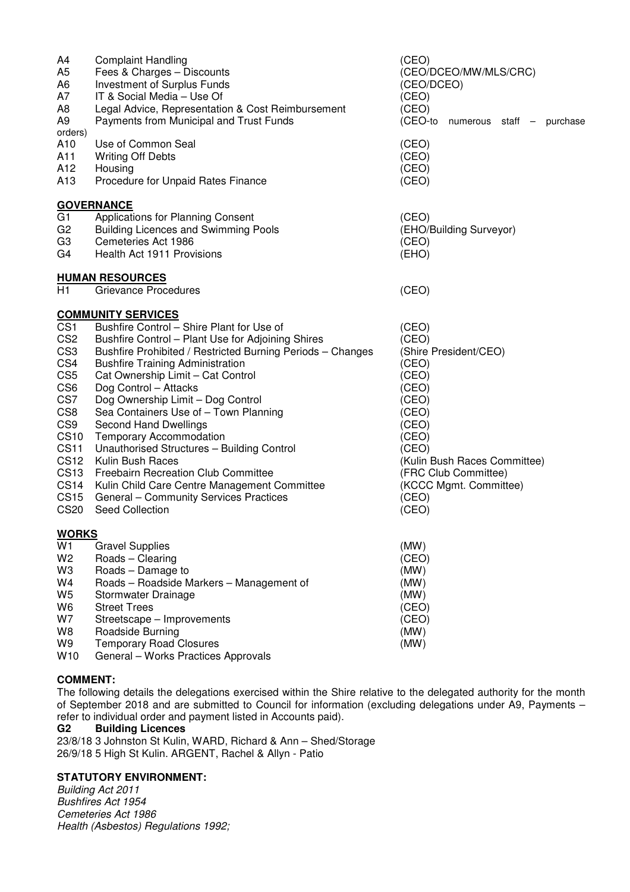| | | |
|---|---|---|
| A4 | Complaint Handling | (CEO) |
| A5 | Fees & Charges – Discounts | (CEO/DCEO/MW/MLS/CRC) |
| A6 | Investment of Surplus Funds | (CEO/DCEO) |
| A7 | IT & Social Media – Use Of | (CEO) |
| A8 | Legal Advice, Representation & Cost Reimbursement | (CEO) |
| A9 | Payments from Municipal and Trust Funds | (CEO-to numerous staff – purchase orders) |
| A10 | Use of Common Seal | (CEO) |
| A11 | Writing Off Debts | (CEO) |
| A12 | Housing | (CEO) |
| A13 | Procedure for Unpaid Rates Finance | (CEO) |

**GOVERNANCE**

| | | |
|---|---|---|
| G1 | Applications for Planning Consent | (CEO) |
| G2 | Building Licences and Swimming Pools | (EHO/Building Surveyor) |
| G3 | Cemeteries Act 1986 | (CEO) |
| G4 | Health Act 1911 Provisions | (EHO) |

**HUMAN RESOURCES**

| | | |
|---|---|---|
| H1 | Grievance Procedures | (CEO) |

**COMMUNITY SERVICES**

| | | |
|---|---|---|
| CS1 | Bushfire Control – Shire Plant for Use of | (CEO) |
| CS2 | Bushfire Control – Plant Use for Adjoining Shires | (CEO) |
| CS3 | Bushfire Prohibited / Restricted Burning Periods – Changes | (Shire President/CEO) |
| CS4 | Bushfire Training Administration | (CEO) |
| CS5 | Cat Ownership Limit – Cat Control | (CEO) |
| CS6 | Dog Control – Attacks | (CEO) |
| CS7 | Dog Ownership Limit – Dog Control | (CEO) |
| CS8 | Sea Containers Use of – Town Planning | (CEO) |
| CS9 | Second Hand Dwellings | (CEO) |
| CS10 | Temporary Accommodation | (CEO) |
| CS11 | Unauthorised Structures – Building Control | (CEO) |
| CS12 | Kulin Bush Races | (Kulin Bush Races Committee) |
| CS13 | Freebairn Recreation Club Committee | (FRC Club Committee) |
| CS14 | Kulin Child Care Centre Management Committee | (KCCC Mgmt. Committee) |
| CS15 | General – Community Services Practices | (CEO) |
| CS20 | Seed Collection | (CEO) |

**WORKS**

| | | |
|---|---|---|
| W1 | Gravel Supplies | (MW) |
| W2 | Roads – Clearing | (CEO) |
| W3 | Roads – Damage to | (MW) |
| W4 | Roads – Roadside Markers – Management of | (MW) |
| W5 | Stormwater Drainage | (MW) |
| W6 | Street Trees | (CEO) |
| W7 | Streetscape – Improvements | (CEO) |
| W8 | Roadside Burning | (MW) |
| W9 | Temporary Road Closures | (MW) |
| W10 | General – Works Practices Approvals | |

**COMMENT:**

The following details the delegations exercised within the Shire relative to the delegated authority for the month of September 2018 and are submitted to Council for information (excluding delegations under A9, Payments – refer to individual order and payment listed in Accounts paid).

**G2 Building Licences**

23/8/18 3 Johnston St Kulin, WARD, Richard & Ann – Shed/Storage
26/9/18 5 High St Kulin. ARGENT, Rachel & Allyn - Patio

**STATUTORY ENVIRONMENT:**

*Building Act 2011*
*Bushfires Act 1954*
*Cemeteries Act 1986*
*Health (Asbestos) Regulations 1992;*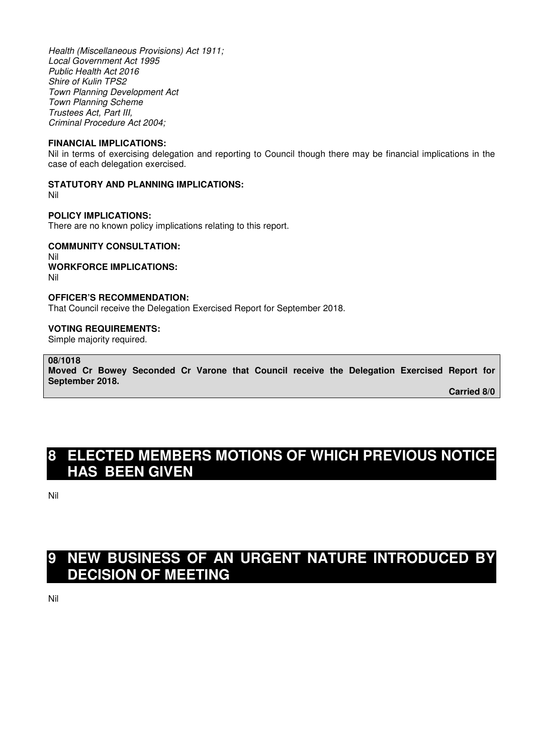*Health (Miscellaneous Provisions) Act 1911;*
*Local Government Act 1995*
*Public Health Act 2016*
*Shire of Kulin TPS2*
*Town Planning Development Act*
*Town Planning Scheme*
*Trustees Act, Part III,*
*Criminal Procedure Act 2004;*

**FINANCIAL IMPLICATIONS:**
Nil in terms of exercising delegation and reporting to Council though there may be financial implications in the case of each delegation exercised.

**STATUTORY AND PLANNING IMPLICATIONS:**
Nil

**POLICY IMPLICATIONS:**
There are no known policy implications relating to this report.

**COMMUNITY CONSULTATION:**
Nil

**WORKFORCE IMPLICATIONS:**
Nil

**OFFICER'S RECOMMENDATION:**
That Council receive the Delegation Exercised Report for September 2018.

**VOTING REQUIREMENTS:**
Simple majority required.

**08/1018**
**Moved Cr Bowey Seconded Cr Varone that Council receive the Delegation Exercised Report for September 2018.**

**Carried 8/0**

# 8 ELECTED MEMBERS MOTIONS OF WHICH PREVIOUS NOTICE HAS BEEN GIVEN

Nil

# 9 NEW BUSINESS OF AN URGENT NATURE INTRODUCED BY DECISION OF MEETING

Nil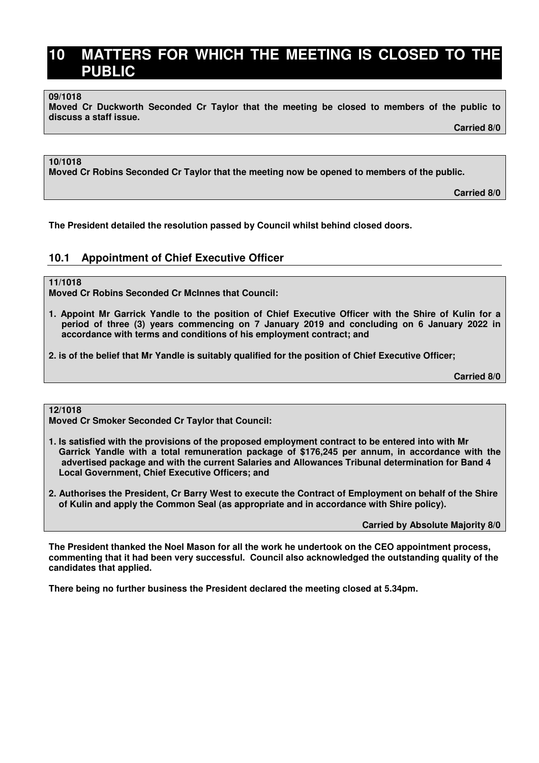# 10 MATTERS FOR WHICH THE MEETING IS CLOSED TO THE PUBLIC

**09/1018**
**Moved Cr Duckworth Seconded Cr Taylor that the meeting be closed to members of the public to discuss a staff issue.**

**Carried 8/0**

**10/1018**
**Moved Cr Robins Seconded Cr Taylor that the meeting now be opened to members of the public.**

**Carried 8/0**

**The President detailed the resolution passed by Council whilst behind closed doors.**

## 10.1 Appointment of Chief Executive Officer

**11/1018**
**Moved Cr Robins Seconded Cr McInnes that Council:**

1. **Appoint Mr Garrick Yandle to the position of Chief Executive Officer with the Shire of Kulin for a period of three (3) years commencing on 7 January 2019 and concluding on 6 January 2022 in accordance with terms and conditions of his employment contract; and**

2. **is of the belief that Mr Yandle is suitably qualified for the position of Chief Executive Officer;**

**Carried 8/0**

**12/1018**
**Moved Cr Smoker Seconded Cr Taylor that Council:**

1. **Is satisfied with the provisions of the proposed employment contract to be entered into with Mr Garrick Yandle with a total remuneration package of $176,245 per annum, in accordance with the advertised package and with the current Salaries and Allowances Tribunal determination for Band 4 Local Government, Chief Executive Officers; and**

2. **Authorises the President, Cr Barry West to execute the Contract of Employment on behalf of the Shire of Kulin and apply the Common Seal (as appropriate and in accordance with Shire policy).**

**Carried by Absolute Majority 8/0**

**The President thanked the Noel Mason for all the work he undertook on the CEO appointment process, commenting that it had been very successful. Council also acknowledged the outstanding quality of the candidates that applied.**

**There being no further business the President declared the meeting closed at 5.34pm.**